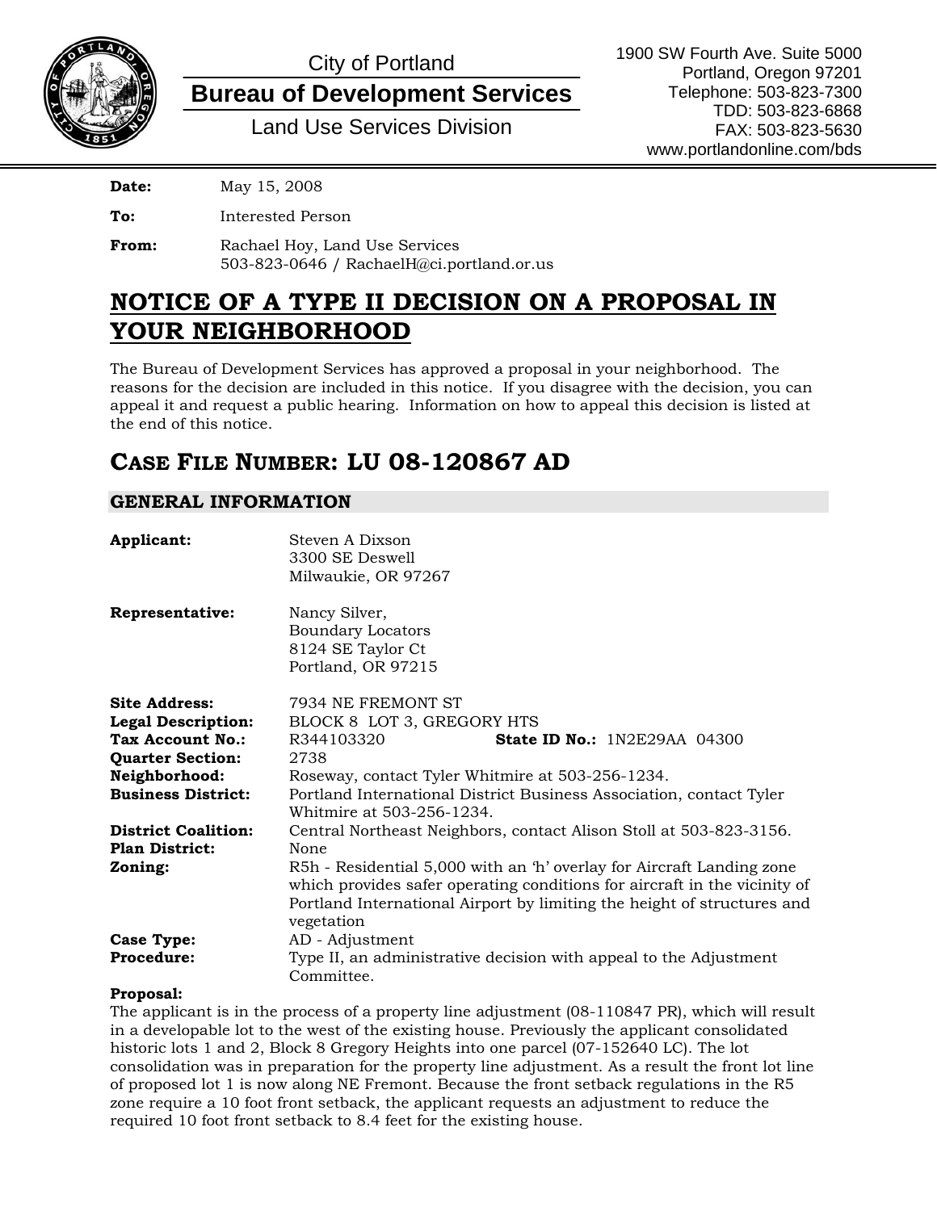City of Portland

**Bureau of Development Services**

Land Use Services Division

1900 SW Fourth Ave. Suite 5000
Portland, Oregon 97201
Telephone: 503-823-7300
TDD: 503-823-6868
FAX: 503-823-5630
www.portlandonline.com/bds

**Date:** May 15, 2008

**To:** Interested Person

**From:** Rachael Hoy, Land Use Services
503-823-0646 / RachaelH@ci.portland.or.us

# NOTICE OF A TYPE II DECISION ON A PROPOSAL IN YOUR NEIGHBORHOOD

The Bureau of Development Services has approved a proposal in your neighborhood. The reasons for the decision are included in this notice. If you disagree with the decision, you can appeal it and request a public hearing. Information on how to appeal this decision is listed at the end of this notice.

## CASE FILE NUMBER: LU 08-120867 AD

### GENERAL INFORMATION

**Applicant:** Steven A Dixson
3300 SE Deswell
Milwaukie, OR 97267

**Representative:** Nancy Silver,
Boundary Locators
8124 SE Taylor Ct
Portland, OR 97215

**Site Address:** 7934 NE FREMONT ST
**Legal Description:** BLOCK 8 LOT 3, GREGORY HTS
**Tax Account No.:** R344103320 **State ID No.:** 1N2E29AA 04300
**Quarter Section:** 2738
**Neighborhood:** Roseway, contact Tyler Whitmire at 503-256-1234.
**Business District:** Portland International District Business Association, contact Tyler Whitmire at 503-256-1234.
**District Coalition:** Central Northeast Neighbors, contact Alison Stoll at 503-823-3156.
**Plan District:** None
**Zoning:** R5h - Residential 5,000 with an 'h' overlay for Aircraft Landing zone which provides safer operating conditions for aircraft in the vicinity of Portland International Airport by limiting the height of structures and vegetation
**Case Type:** AD - Adjustment
**Procedure:** Type II, an administrative decision with appeal to the Adjustment Committee.

**Proposal:**
The applicant is in the process of a property line adjustment (08-110847 PR), which will result in a developable lot to the west of the existing house. Previously the applicant consolidated historic lots 1 and 2, Block 8 Gregory Heights into one parcel (07-152640 LC). The lot consolidation was in preparation for the property line adjustment. As a result the front lot line of proposed lot 1 is now along NE Fremont. Because the front setback regulations in the R5 zone require a 10 foot front setback, the applicant requests an adjustment to reduce the required 10 foot front setback to 8.4 feet for the existing house.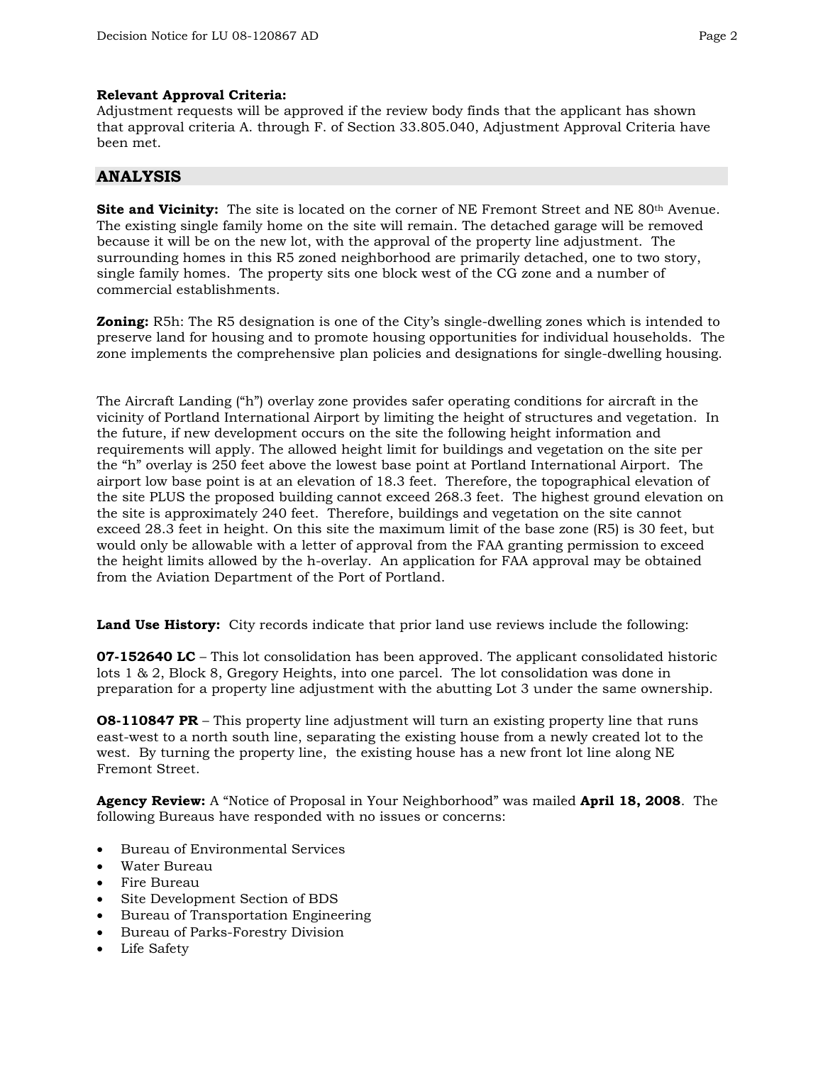**Relevant Approval Criteria:**
Adjustment requests will be approved if the review body finds that the applicant has shown that approval criteria A. through F. of Section 33.805.040, Adjustment Approval Criteria have been met.

## ANALYSIS

**Site and Vicinity:** The site is located on the corner of NE Fremont Street and NE 80th Avenue. The existing single family home on the site will remain. The detached garage will be removed because it will be on the new lot, with the approval of the property line adjustment. The surrounding homes in this R5 zoned neighborhood are primarily detached, one to two story, single family homes. The property sits one block west of the CG zone and a number of commercial establishments.

**Zoning:** R5h: The R5 designation is one of the City's single-dwelling zones which is intended to preserve land for housing and to promote housing opportunities for individual households. The zone implements the comprehensive plan policies and designations for single-dwelling housing.

The Aircraft Landing ("h") overlay zone provides safer operating conditions for aircraft in the vicinity of Portland International Airport by limiting the height of structures and vegetation. In the future, if new development occurs on the site the following height information and requirements will apply. The allowed height limit for buildings and vegetation on the site per the "h" overlay is 250 feet above the lowest base point at Portland International Airport. The airport low base point is at an elevation of 18.3 feet. Therefore, the topographical elevation of the site PLUS the proposed building cannot exceed 268.3 feet. The highest ground elevation on the site is approximately 240 feet. Therefore, buildings and vegetation on the site cannot exceed 28.3 feet in height. On this site the maximum limit of the base zone (R5) is 30 feet, but would only be allowable with a letter of approval from the FAA granting permission to exceed the height limits allowed by the h-overlay. An application for FAA approval may be obtained from the Aviation Department of the Port of Portland.

**Land Use History:** City records indicate that prior land use reviews include the following:

**07-152640 LC** – This lot consolidation has been approved. The applicant consolidated historic lots 1 & 2, Block 8, Gregory Heights, into one parcel. The lot consolidation was done in preparation for a property line adjustment with the abutting Lot 3 under the same ownership.

**O8-110847 PR** – This property line adjustment will turn an existing property line that runs east-west to a north south line, separating the existing house from a newly created lot to the west. By turning the property line, the existing house has a new front lot line along NE Fremont Street.

**Agency Review:** A "Notice of Proposal in Your Neighborhood" was mailed **April 18, 2008**. The following Bureaus have responded with no issues or concerns:

- Bureau of Environmental Services
- Water Bureau
- Fire Bureau
- Site Development Section of BDS
- Bureau of Transportation Engineering
- Bureau of Parks-Forestry Division
- Life Safety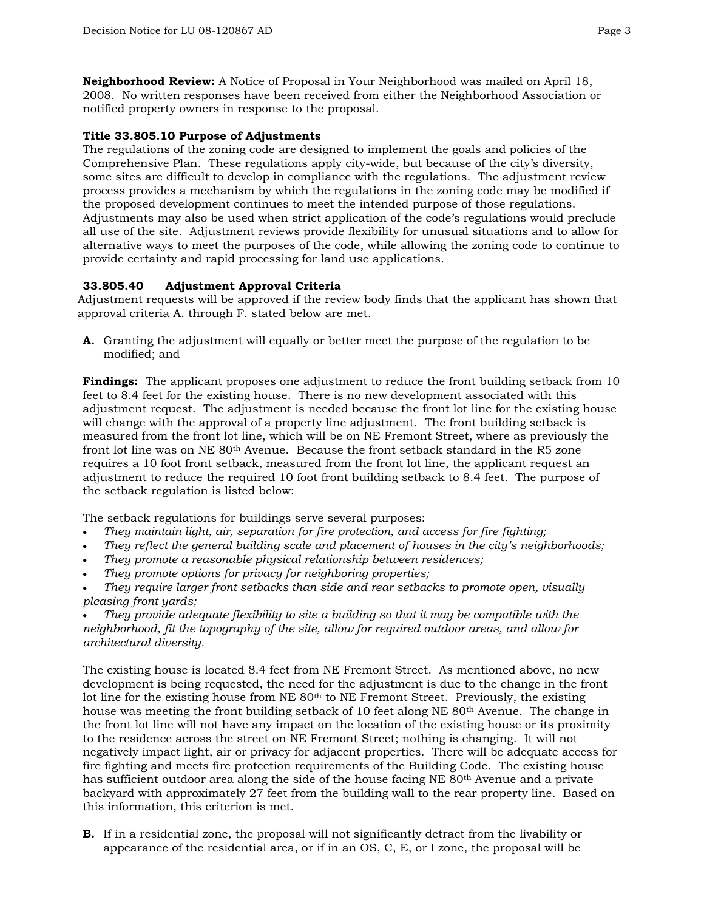**Neighborhood Review:** A Notice of Proposal in Your Neighborhood was mailed on April 18, 2008. No written responses have been received from either the Neighborhood Association or notified property owners in response to the proposal.

**Title 33.805.10 Purpose of Adjustments**

The regulations of the zoning code are designed to implement the goals and policies of the Comprehensive Plan. These regulations apply city-wide, but because of the city's diversity, some sites are difficult to develop in compliance with the regulations. The adjustment review process provides a mechanism by which the regulations in the zoning code may be modified if the proposed development continues to meet the intended purpose of those regulations. Adjustments may also be used when strict application of the code's regulations would preclude all use of the site. Adjustment reviews provide flexibility for unusual situations and to allow for alternative ways to meet the purposes of the code, while allowing the zoning code to continue to provide certainty and rapid processing for land use applications.

**33.805.40 Adjustment Approval Criteria**

Adjustment requests will be approved if the review body finds that the applicant has shown that approval criteria A. through F. stated below are met.

**A.** Granting the adjustment will equally or better meet the purpose of the regulation to be modified; and

**Findings:** The applicant proposes one adjustment to reduce the front building setback from 10 feet to 8.4 feet for the existing house. There is no new development associated with this adjustment request. The adjustment is needed because the front lot line for the existing house will change with the approval of a property line adjustment. The front building setback is measured from the front lot line, which will be on NE Fremont Street, where as previously the front lot line was on NE 80th Avenue. Because the front setback standard in the R5 zone requires a 10 foot front setback, measured from the front lot line, the applicant request an adjustment to reduce the required 10 foot front building setback to 8.4 feet. The purpose of the setback regulation is listed below:

The setback regulations for buildings serve several purposes:

- *They maintain light, air, separation for fire protection, and access for fire fighting;*
- *They reflect the general building scale and placement of houses in the city's neighborhoods;*
- *They promote a reasonable physical relationship between residences;*
- *They promote options for privacy for neighboring properties;*
- *They require larger front setbacks than side and rear setbacks to promote open, visually pleasing front yards;*
- *They provide adequate flexibility to site a building so that it may be compatible with the neighborhood, fit the topography of the site, allow for required outdoor areas, and allow for architectural diversity.*

The existing house is located 8.4 feet from NE Fremont Street. As mentioned above, no new development is being requested, the need for the adjustment is due to the change in the front lot line for the existing house from NE 80th to NE Fremont Street. Previously, the existing house was meeting the front building setback of 10 feet along NE 80th Avenue. The change in the front lot line will not have any impact on the location of the existing house or its proximity to the residence across the street on NE Fremont Street; nothing is changing. It will not negatively impact light, air or privacy for adjacent properties. There will be adequate access for fire fighting and meets fire protection requirements of the Building Code. The existing house has sufficient outdoor area along the side of the house facing NE 80th Avenue and a private backyard with approximately 27 feet from the building wall to the rear property line. Based on this information, this criterion is met.

**B.** If in a residential zone, the proposal will not significantly detract from the livability or appearance of the residential area, or if in an OS, C, E, or I zone, the proposal will be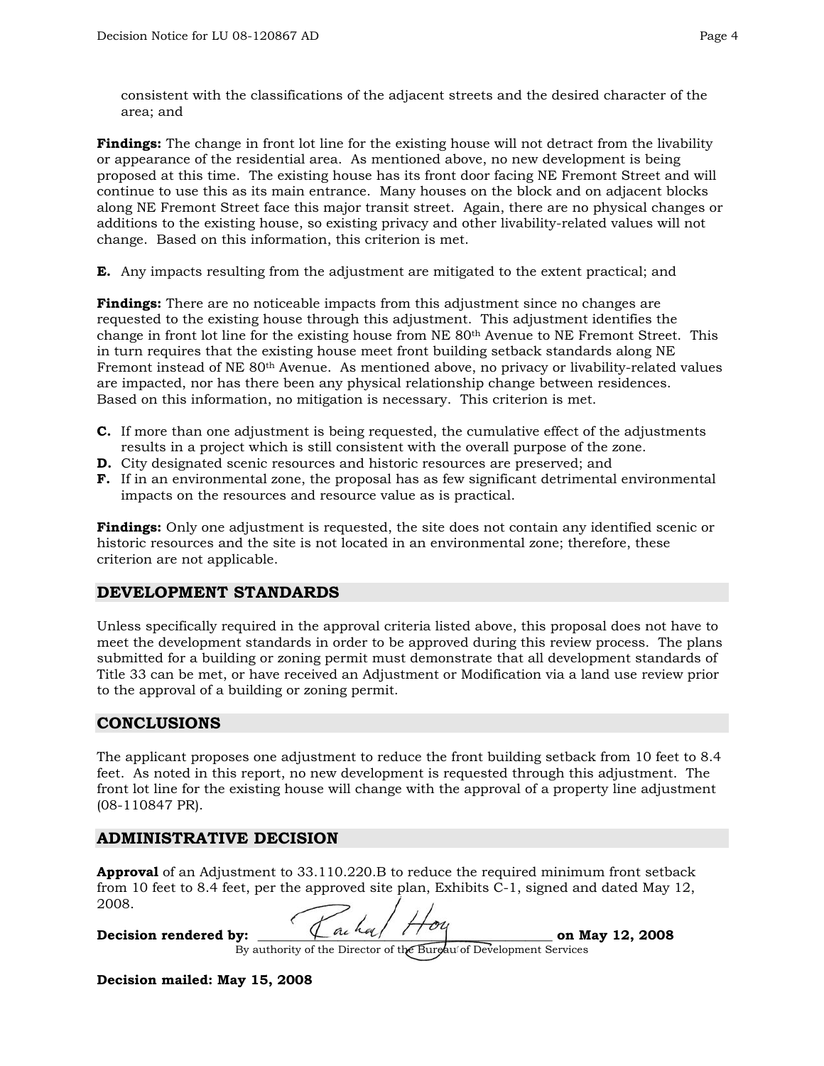consistent with the classifications of the adjacent streets and the desired character of the area; and

**Findings:** The change in front lot line for the existing house will not detract from the livability or appearance of the residential area. As mentioned above, no new development is being proposed at this time. The existing house has its front door facing NE Fremont Street and will continue to use this as its main entrance. Many houses on the block and on adjacent blocks along NE Fremont Street face this major transit street. Again, there are no physical changes or additions to the existing house, so existing privacy and other livability-related values will not change. Based on this information, this criterion is met.

**E.** Any impacts resulting from the adjustment are mitigated to the extent practical; and

**Findings:** There are no noticeable impacts from this adjustment since no changes are requested to the existing house through this adjustment. This adjustment identifies the change in front lot line for the existing house from NE 80th Avenue to NE Fremont Street. This in turn requires that the existing house meet front building setback standards along NE Fremont instead of NE 80th Avenue. As mentioned above, no privacy or livability-related values are impacted, nor has there been any physical relationship change between residences. Based on this information, no mitigation is necessary. This criterion is met.

**C.** If more than one adjustment is being requested, the cumulative effect of the adjustments results in a project which is still consistent with the overall purpose of the zone.
**D.** City designated scenic resources and historic resources are preserved; and
**F.** If in an environmental zone, the proposal has as few significant detrimental environmental impacts on the resources and resource value as is practical.

**Findings:** Only one adjustment is requested, the site does not contain any identified scenic or historic resources and the site is not located in an environmental zone; therefore, these criterion are not applicable.

## DEVELOPMENT STANDARDS

Unless specifically required in the approval criteria listed above, this proposal does not have to meet the development standards in order to be approved during this review process. The plans submitted for a building or zoning permit must demonstrate that all development standards of Title 33 can be met, or have received an Adjustment or Modification via a land use review prior to the approval of a building or zoning permit.

## CONCLUSIONS

The applicant proposes one adjustment to reduce the front building setback from 10 feet to 8.4 feet. As noted in this report, no new development is requested through this adjustment. The front lot line for the existing house will change with the approval of a property line adjustment (08-110847 PR).

## ADMINISTRATIVE DECISION

**Approval** of an Adjustment to 33.110.220.B to reduce the required minimum front setback from 10 feet to 8.4 feet, per the approved site plan, Exhibits C-1, signed and dated May 12, 2008.

**Decision rendered by:** Rachel Hoy **on May 12, 2008**
By authority of the Director of the Bureau of Development Services

**Decision mailed: May 15, 2008**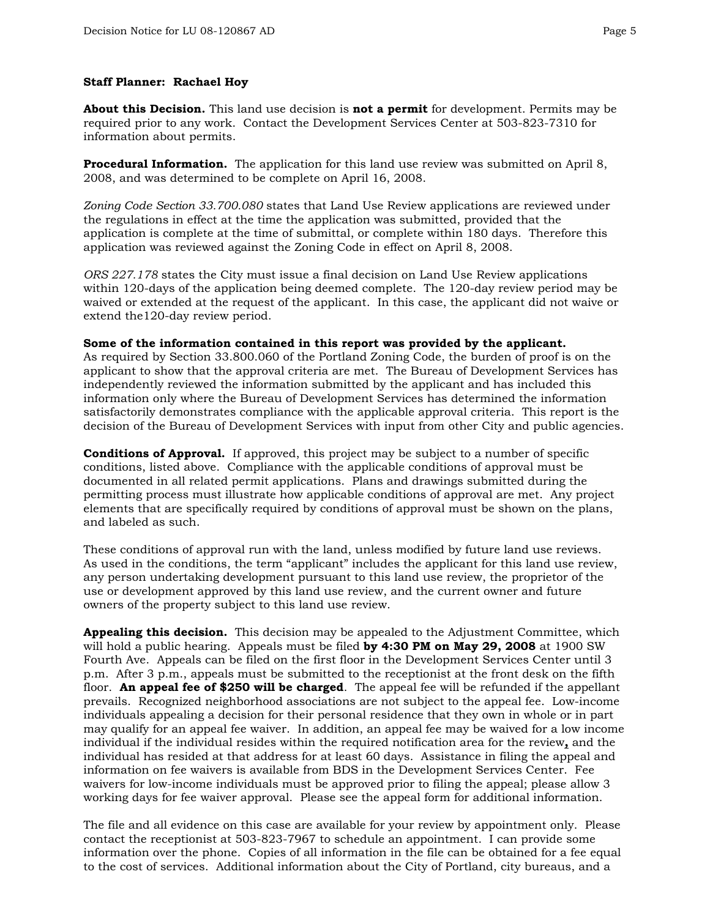**Staff Planner: Rachael Hoy**

**About this Decision.** This land use decision is **not a permit** for development. Permits may be required prior to any work. Contact the Development Services Center at 503-823-7310 for information about permits.

**Procedural Information.** The application for this land use review was submitted on April 8, 2008, and was determined to be complete on April 16, 2008.

*Zoning Code Section 33.700.080* states that Land Use Review applications are reviewed under the regulations in effect at the time the application was submitted, provided that the application is complete at the time of submittal, or complete within 180 days. Therefore this application was reviewed against the Zoning Code in effect on April 8, 2008.

*ORS 227.178* states the City must issue a final decision on Land Use Review applications within 120-days of the application being deemed complete. The 120-day review period may be waived or extended at the request of the applicant. In this case, the applicant did not waive or extend the120-day review period.

**Some of the information contained in this report was provided by the applicant.**
As required by Section 33.800.060 of the Portland Zoning Code, the burden of proof is on the applicant to show that the approval criteria are met. The Bureau of Development Services has independently reviewed the information submitted by the applicant and has included this information only where the Bureau of Development Services has determined the information satisfactorily demonstrates compliance with the applicable approval criteria. This report is the decision of the Bureau of Development Services with input from other City and public agencies.

**Conditions of Approval.** If approved, this project may be subject to a number of specific conditions, listed above. Compliance with the applicable conditions of approval must be documented in all related permit applications. Plans and drawings submitted during the permitting process must illustrate how applicable conditions of approval are met. Any project elements that are specifically required by conditions of approval must be shown on the plans, and labeled as such.

These conditions of approval run with the land, unless modified by future land use reviews. As used in the conditions, the term "applicant" includes the applicant for this land use review, any person undertaking development pursuant to this land use review, the proprietor of the use or development approved by this land use review, and the current owner and future owners of the property subject to this land use review.

**Appealing this decision.** This decision may be appealed to the Adjustment Committee, which will hold a public hearing. Appeals must be filed **by 4:30 PM on May 29, 2008** at 1900 SW Fourth Ave. Appeals can be filed on the first floor in the Development Services Center until 3 p.m. After 3 p.m., appeals must be submitted to the receptionist at the front desk on the fifth floor. **An appeal fee of $250 will be charged**. The appeal fee will be refunded if the appellant prevails. Recognized neighborhood associations are not subject to the appeal fee. Low-income individuals appealing a decision for their personal residence that they own in whole or in part may qualify for an appeal fee waiver. In addition, an appeal fee may be waived for a low income individual if the individual resides within the required notification area for the review**,** and the individual has resided at that address for at least 60 days. Assistance in filing the appeal and information on fee waivers is available from BDS in the Development Services Center. Fee waivers for low-income individuals must be approved prior to filing the appeal; please allow 3 working days for fee waiver approval. Please see the appeal form for additional information.

The file and all evidence on this case are available for your review by appointment only. Please contact the receptionist at 503-823-7967 to schedule an appointment. I can provide some information over the phone. Copies of all information in the file can be obtained for a fee equal to the cost of services. Additional information about the City of Portland, city bureaus, and a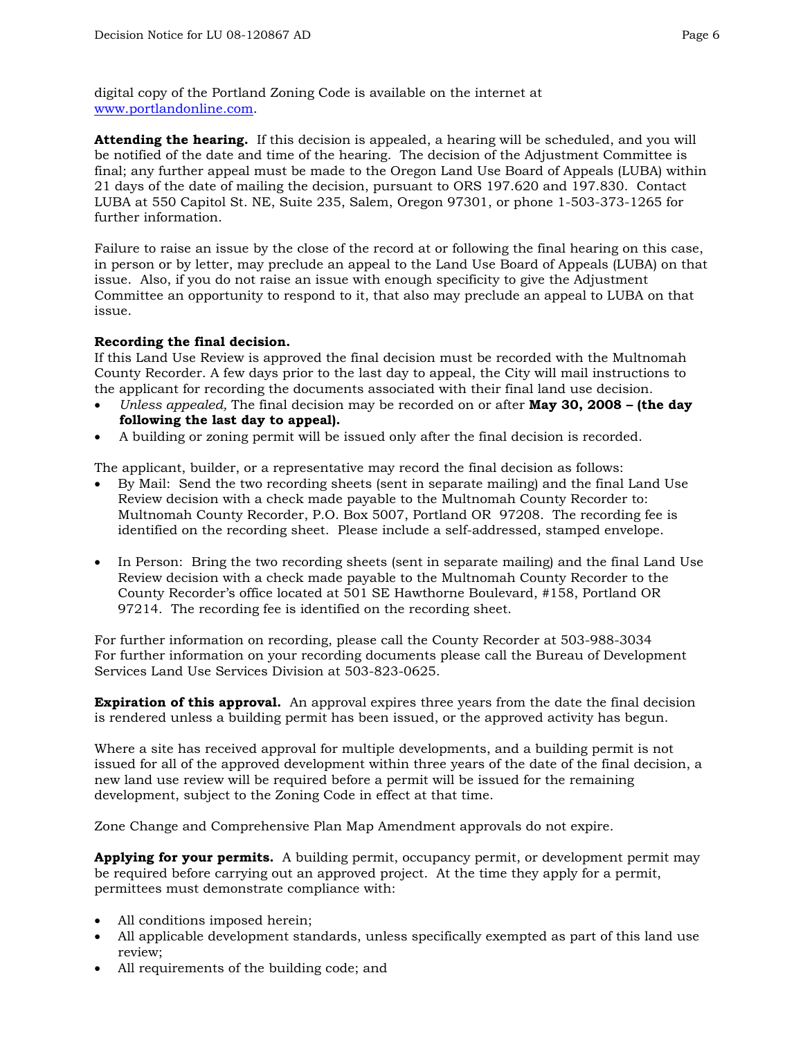digital copy of the Portland Zoning Code is available on the internet at www.portlandonline.com.

**Attending the hearing.** If this decision is appealed, a hearing will be scheduled, and you will be notified of the date and time of the hearing. The decision of the Adjustment Committee is final; any further appeal must be made to the Oregon Land Use Board of Appeals (LUBA) within 21 days of the date of mailing the decision, pursuant to ORS 197.620 and 197.830. Contact LUBA at 550 Capitol St. NE, Suite 235, Salem, Oregon 97301, or phone 1-503-373-1265 for further information.

Failure to raise an issue by the close of the record at or following the final hearing on this case, in person or by letter, may preclude an appeal to the Land Use Board of Appeals (LUBA) on that issue. Also, if you do not raise an issue with enough specificity to give the Adjustment Committee an opportunity to respond to it, that also may preclude an appeal to LUBA on that issue.

**Recording the final decision.**
If this Land Use Review is approved the final decision must be recorded with the Multnomah County Recorder. A few days prior to the last day to appeal, the City will mail instructions to the applicant for recording the documents associated with their final land use decision.

- *Unless appealed,* The final decision may be recorded on or after **May 30, 2008 – (the day following the last day to appeal).**
- A building or zoning permit will be issued only after the final decision is recorded.

The applicant, builder, or a representative may record the final decision as follows:

- By Mail: Send the two recording sheets (sent in separate mailing) and the final Land Use Review decision with a check made payable to the Multnomah County Recorder to: Multnomah County Recorder, P.O. Box 5007, Portland OR 97208. The recording fee is identified on the recording sheet. Please include a self-addressed, stamped envelope.

- In Person: Bring the two recording sheets (sent in separate mailing) and the final Land Use Review decision with a check made payable to the Multnomah County Recorder to the County Recorder's office located at 501 SE Hawthorne Boulevard, #158, Portland OR 97214. The recording fee is identified on the recording sheet.

For further information on recording, please call the County Recorder at 503-988-3034
For further information on your recording documents please call the Bureau of Development Services Land Use Services Division at 503-823-0625.

**Expiration of this approval.** An approval expires three years from the date the final decision is rendered unless a building permit has been issued, or the approved activity has begun.

Where a site has received approval for multiple developments, and a building permit is not issued for all of the approved development within three years of the date of the final decision, a new land use review will be required before a permit will be issued for the remaining development, subject to the Zoning Code in effect at that time.

Zone Change and Comprehensive Plan Map Amendment approvals do not expire.

**Applying for your permits.** A building permit, occupancy permit, or development permit may be required before carrying out an approved project. At the time they apply for a permit, permittees must demonstrate compliance with:

- All conditions imposed herein;
- All applicable development standards, unless specifically exempted as part of this land use review;
- All requirements of the building code; and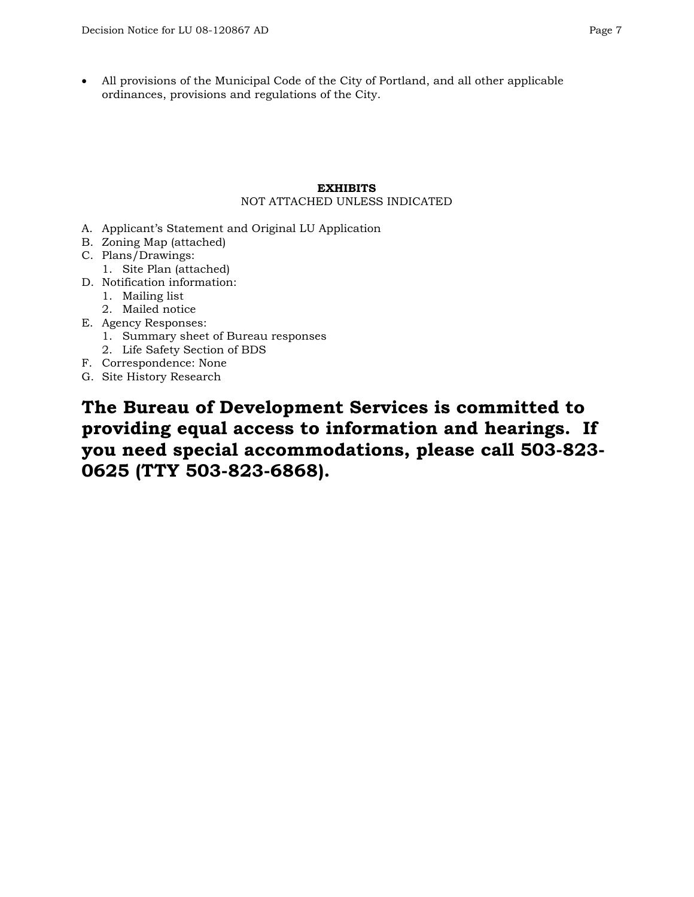- All provisions of the Municipal Code of the City of Portland, and all other applicable ordinances, provisions and regulations of the City.

**EXHIBITS**

NOT ATTACHED UNLESS INDICATED

A. Applicant's Statement and Original LU Application
B. Zoning Map (attached)
C. Plans/Drawings:
   1. Site Plan (attached)
D. Notification information:
   1. Mailing list
   2. Mailed notice
E. Agency Responses:
   1. Summary sheet of Bureau responses
   2. Life Safety Section of BDS
F. Correspondence: None
G. Site History Research

**The Bureau of Development Services is committed to providing equal access to information and hearings. If you need special accommodations, please call 503-823-0625 (TTY 503-823-6868).**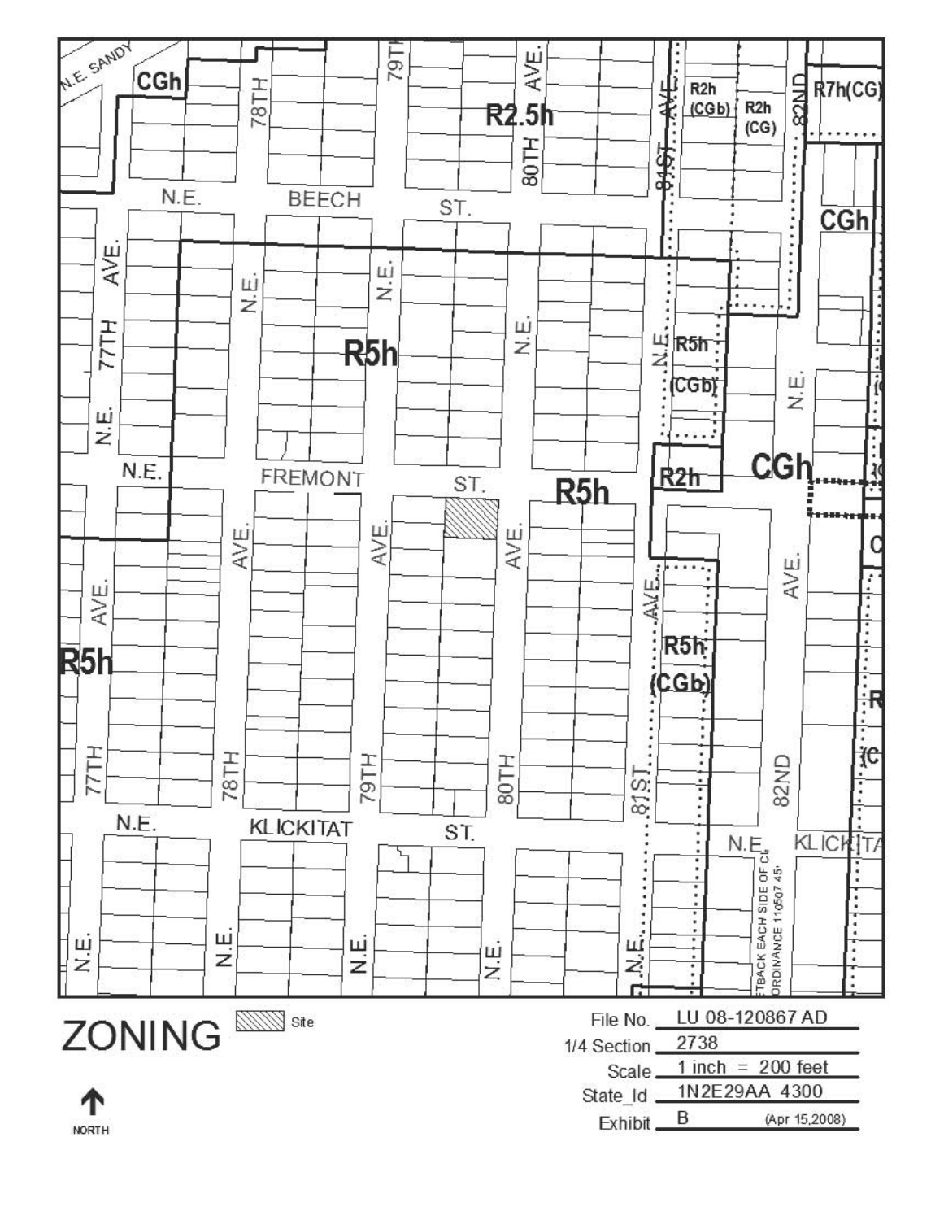# ZONING

Site

NORTH

File No. LU 08-120867 AD

1/4 Section 2738

Scale 1 inch = 200 feet

State_Id 1N2E29AA 4300

Exhibit B (Apr 15,2008)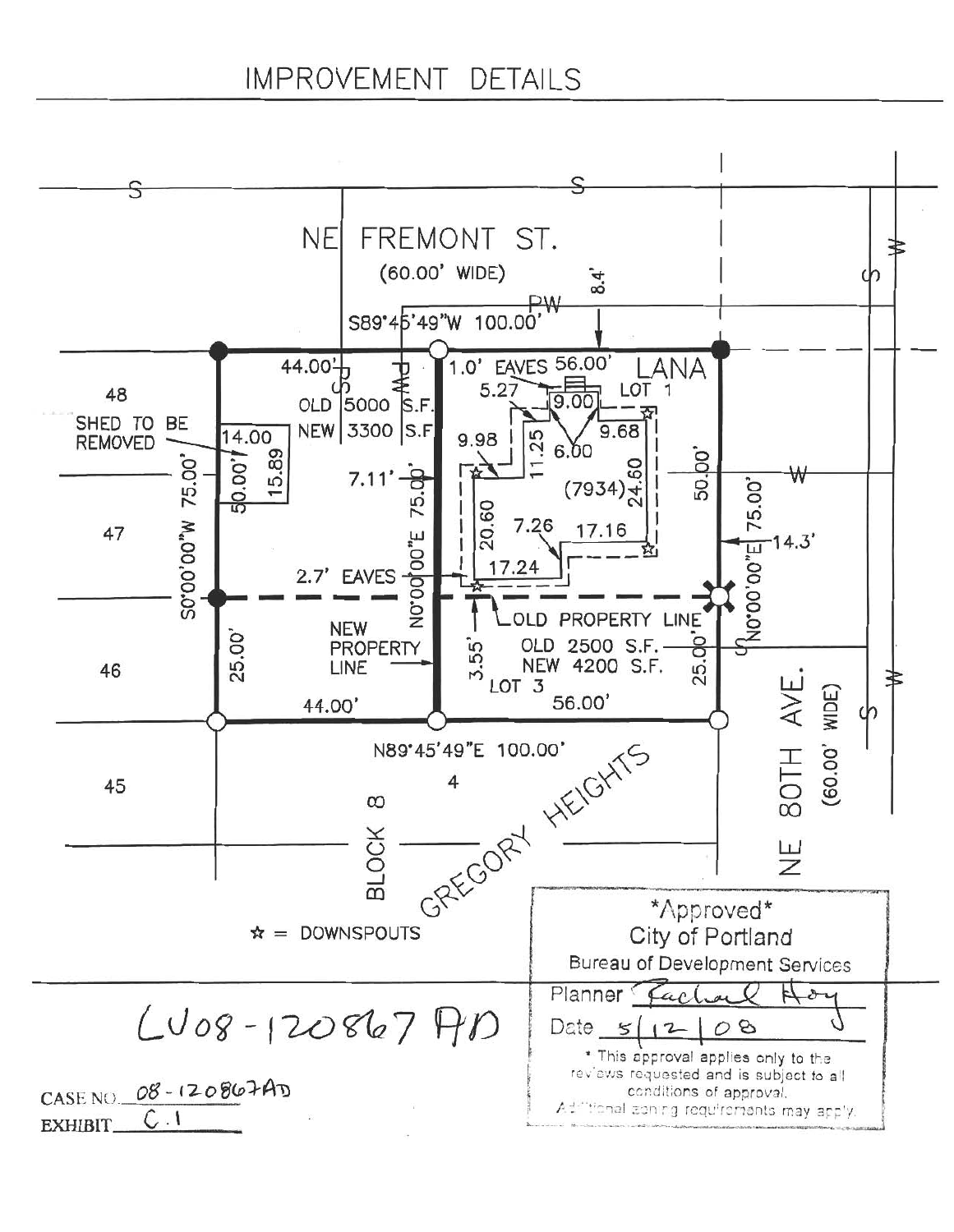# IMPROVEMENT DETAILS

NE FREMONT ST.

(60.00' WIDE)

8.4'

PW

S89°45'49"W 100.00'

44.00'

1.0' EAVES 56.00'

LANA

LOT 1

48

OLD 5000 S.F.

NEW 3300 S.F.

5.27

9.00

SHED TO BE REMOVED

14.00

50.00'

15.89

9.98

11.25

6.00

9.68

7.11'

(7934)

24.60

50.00'

S0°00'00"W 75.00'

N0°00'00"E 75.00'

N0°00'00"E 75.00'

14.3'

47

20.60

7.26

17.16

2.7' EAVES

17.24

OLD PROPERTY LINE

NEW PROPERTY LINE

3.55'

OLD 2500 S.F.

NEW 4200 S.F.

46

25.00'

LOT 3

25.00'

44.00'

56.00'

N89°45'49"E 100.00'

45

4

BLOCK 8

GREGORY HEIGHTS

NE 80TH AVE.

(60.00' WIDE)

☆ = DOWNSPOUTS

*Approved*
City of Portland
Bureau of Development Services
Planner Rachael Hoy
Date 5/12/08

\* This approval applies only to the reviews requested and is subject to all conditions of approval. Additional zoning requirements may apply.

LU08-120867 AD

CASE NO. 08-120867AD

EXHIBIT C.1